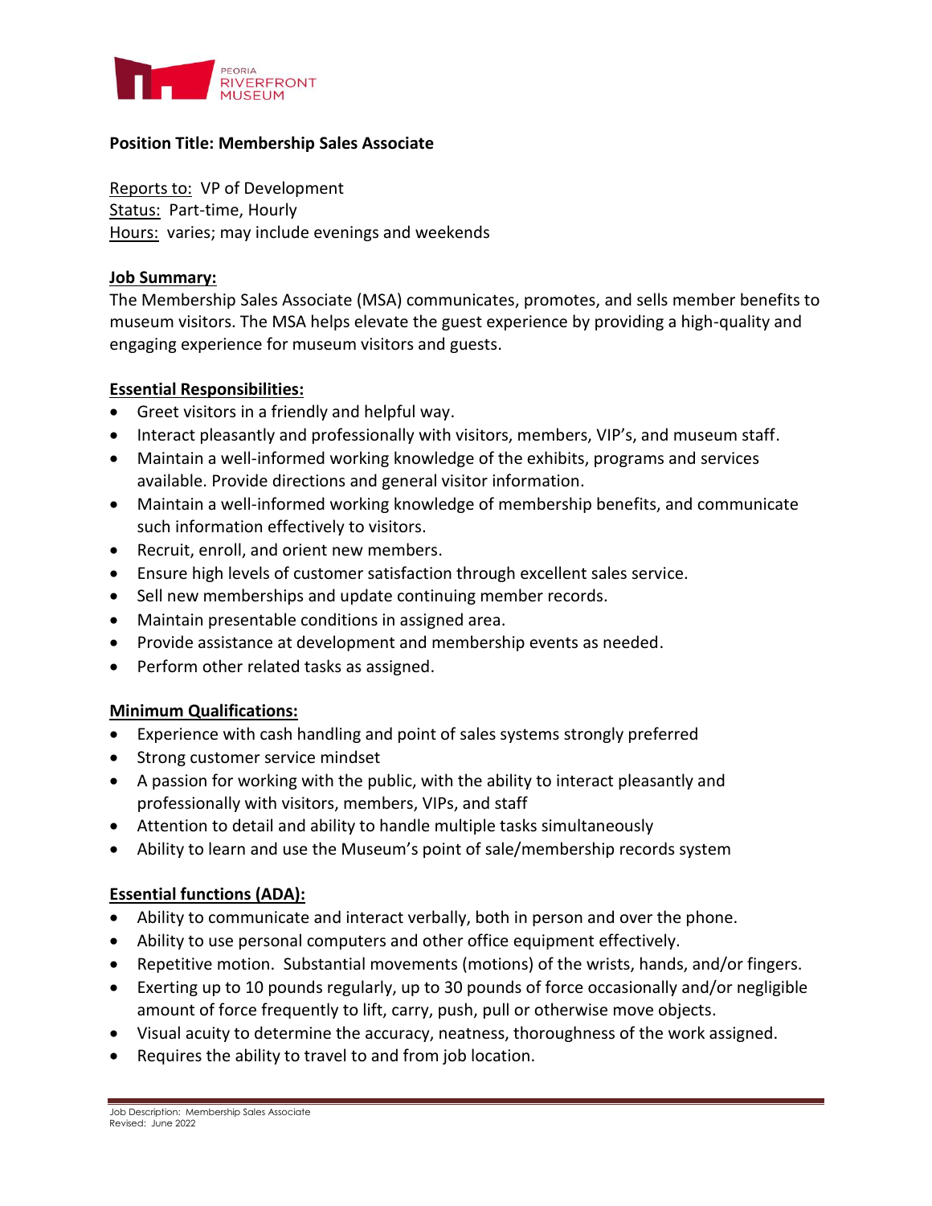PEORIA RIVERFRONT MUSEUM

**Position Title: Membership Sales Associate**

Reports to: VP of Development
Status: Part-time, Hourly
Hours: varies; may include evenings and weekends

## Job Summary:

The Membership Sales Associate (MSA) communicates, promotes, and sells member benefits to museum visitors. The MSA helps elevate the guest experience by providing a high-quality and engaging experience for museum visitors and guests.

## Essential Responsibilities:

- Greet visitors in a friendly and helpful way.
- Interact pleasantly and professionally with visitors, members, VIP's, and museum staff.
- Maintain a well-informed working knowledge of the exhibits, programs and services available. Provide directions and general visitor information.
- Maintain a well-informed working knowledge of membership benefits, and communicate such information effectively to visitors.
- Recruit, enroll, and orient new members.
- Ensure high levels of customer satisfaction through excellent sales service.
- Sell new memberships and update continuing member records.
- Maintain presentable conditions in assigned area.
- Provide assistance at development and membership events as needed.
- Perform other related tasks as assigned.

## Minimum Qualifications:

- Experience with cash handling and point of sales systems strongly preferred
- Strong customer service mindset
- A passion for working with the public, with the ability to interact pleasantly and professionally with visitors, members, VIPs, and staff
- Attention to detail and ability to handle multiple tasks simultaneously
- Ability to learn and use the Museum's point of sale/membership records system

## Essential functions (ADA):

- Ability to communicate and interact verbally, both in person and over the phone.
- Ability to use personal computers and other office equipment effectively.
- Repetitive motion. Substantial movements (motions) of the wrists, hands, and/or fingers.
- Exerting up to 10 pounds regularly, up to 30 pounds of force occasionally and/or negligible amount of force frequently to lift, carry, push, pull or otherwise move objects.
- Visual acuity to determine the accuracy, neatness, thoroughness of the work assigned.
- Requires the ability to travel to and from job location.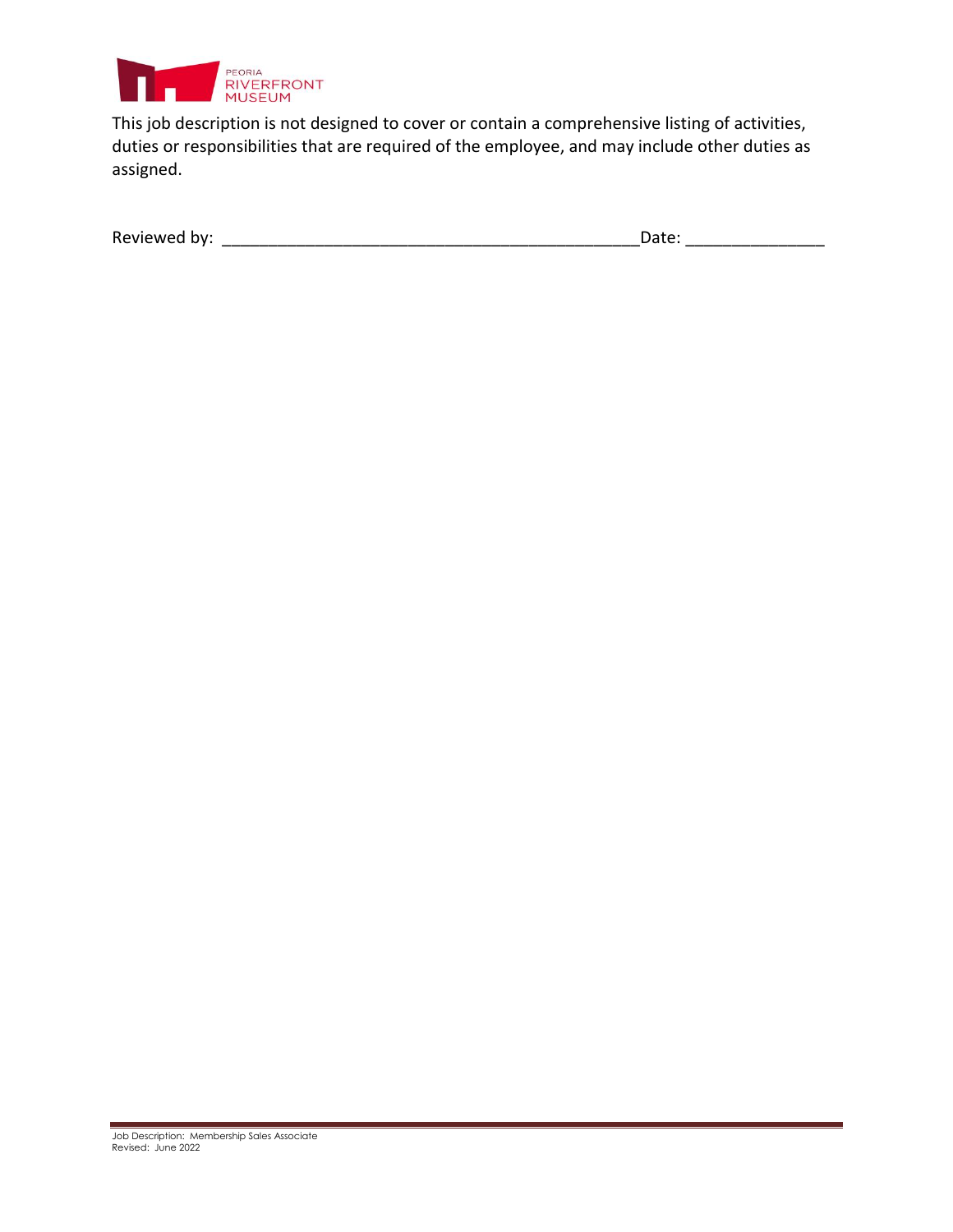This job description is not designed to cover or contain a comprehensive listing of activities, duties or responsibilities that are required of the employee, and may include other duties as assigned.

Reviewed by: _____________________________________________Date: ______________